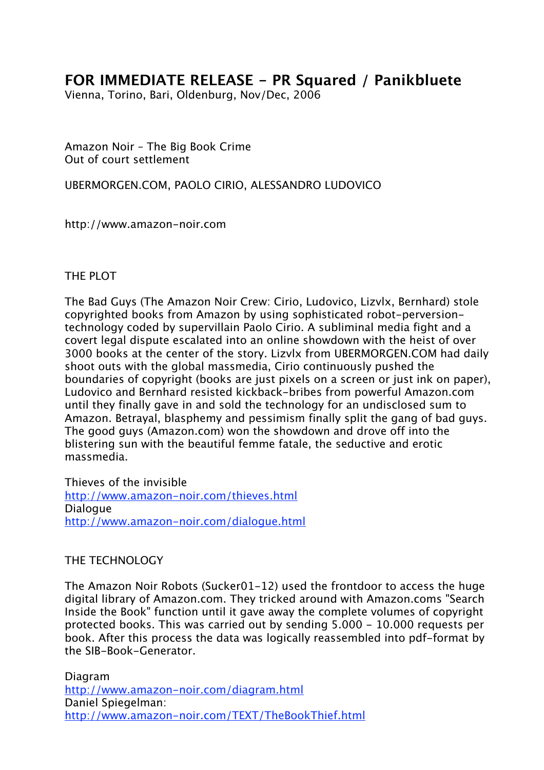# FOR IMMEDIATE RELEASE - PR Squared / Panikbluete

Vienna, Torino, Bari, Oldenburg, Nov/Dec, 2006

Amazon Noir - The Big Book Crime
Out of court settlement

UBERMORGEN.COM, PAOLO CIRIO, ALESSANDRO LUDOVICO

http://www.amazon-noir.com

## THE PLOT

The Bad Guys (The Amazon Noir Crew: Cirio, Ludovico, Lizvlx, Bernhard) stole copyrighted books from Amazon by using sophisticated robot-perversion-technology coded by supervillain Paolo Cirio. A subliminal media fight and a covert legal dispute escalated into an online showdown with the heist of over 3000 books at the center of the story. Lizvlx from UBERMORGEN.COM had daily shoot outs with the global massmedia, Cirio continuously pushed the boundaries of copyright (books are just pixels on a screen or just ink on paper), Ludovico and Bernhard resisted kickback-bribes from powerful Amazon.com until they finally gave in and sold the technology for an undisclosed sum to Amazon. Betrayal, blasphemy and pessimism finally split the gang of bad guys. The good guys (Amazon.com) won the showdown and drove off into the blistering sun with the beautiful femme fatale, the seductive and erotic massmedia.

Thieves of the invisible
http://www.amazon-noir.com/thieves.html
Dialogue
http://www.amazon-noir.com/dialogue.html

## THE TECHNOLOGY

The Amazon Noir Robots (Sucker01-12) used the frontdoor to access the huge digital library of Amazon.com. They tricked around with Amazon.coms "Search Inside the Book" function until it gave away the complete volumes of copyright protected books. This was carried out by sending 5.000 - 10.000 requests per book. After this process the data was logically reassembled into pdf-format by the SIB-Book-Generator.

Diagram
http://www.amazon-noir.com/diagram.html
Daniel Spiegelman:
http://www.amazon-noir.com/TEXT/TheBookThief.html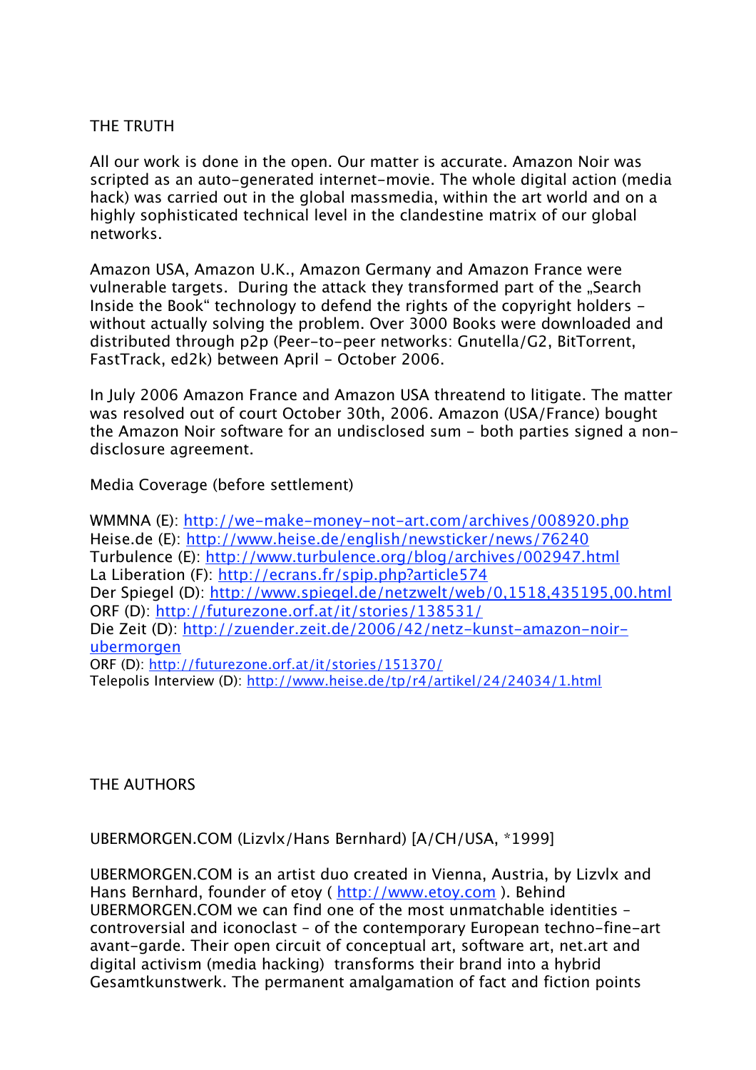## THE TRUTH

All our work is done in the open. Our matter is accurate. Amazon Noir was scripted as an auto-generated internet-movie. The whole digital action (media hack) was carried out in the global massmedia, within the art world and on a highly sophisticated technical level in the clandestine matrix of our global networks.

Amazon USA, Amazon U.K., Amazon Germany and Amazon France were vulnerable targets. During the attack they transformed part of the „Search Inside the Book" technology to defend the rights of the copyright holders - without actually solving the problem. Over 3000 Books were downloaded and distributed through p2p (Peer-to-peer networks: Gnutella/G2, BitTorrent, FastTrack, ed2k) between April - October 2006.

In July 2006 Amazon France and Amazon USA threatend to litigate. The matter was resolved out of court October 30th, 2006. Amazon (USA/France) bought the Amazon Noir software for an undisclosed sum - both parties signed a non-disclosure agreement.

Media Coverage (before settlement)

WMMNA (E): http://we-make-money-not-art.com/archives/008920.php
Heise.de (E): http://www.heise.de/english/newsticker/news/76240
Turbulence (E): http://www.turbulence.org/blog/archives/002947.html
La Liberation (F): http://ecrans.fr/spip.php?article574
Der Spiegel (D): http://www.spiegel.de/netzwelt/web/0,1518,435195,00.html
ORF (D): http://futurezone.orf.at/it/stories/138531/
Die Zeit (D): http://zuender.zeit.de/2006/42/netz-kunst-amazon-noir-ubermorgen
ORF (D): http://futurezone.orf.at/it/stories/151370/
Telepolis Interview (D): http://www.heise.de/tp/r4/artikel/24/24034/1.html

## THE AUTHORS

UBERMORGEN.COM (Lizvlx/Hans Bernhard) [A/CH/USA, *1999]

UBERMORGEN.COM is an artist duo created in Vienna, Austria, by Lizvlx and Hans Bernhard, founder of etoy ( http://www.etoy.com ). Behind UBERMORGEN.COM we can find one of the most unmatchable identities - controversial and iconoclast - of the contemporary European techno-fine-art avant-garde. Their open circuit of conceptual art, software art, net.art and digital activism (media hacking) transforms their brand into a hybrid Gesamtkunstwerk. The permanent amalgamation of fact and fiction points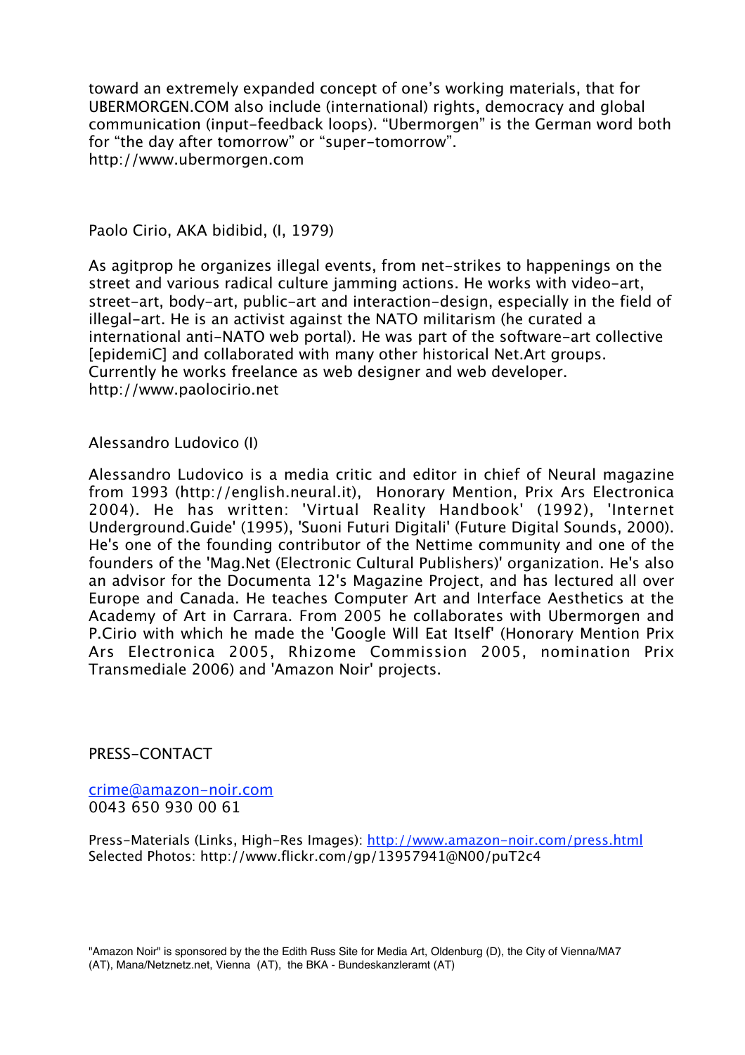toward an extremely expanded concept of one's working materials, that for UBERMORGEN.COM also include (international) rights, democracy and global communication (input-feedback loops). "Ubermorgen" is the German word both for "the day after tomorrow" or "super-tomorrow".
http://www.ubermorgen.com

Paolo Cirio, AKA bidibid, (I, 1979)

As agitprop he organizes illegal events, from net-strikes to happenings on the street and various radical culture jamming actions. He works with video-art, street-art, body-art, public-art and interaction-design, especially in the field of illegal-art. He is an activist against the NATO militarism (he curated a international anti-NATO web portal). He was part of the software-art collective [epidemiC] and collaborated with many other historical Net.Art groups. Currently he works freelance as web designer and web developer.
http://www.paolocirio.net

Alessandro Ludovico (I)

Alessandro Ludovico is a media critic and editor in chief of Neural magazine from 1993 (http://english.neural.it), Honorary Mention, Prix Ars Electronica 2004). He has written: 'Virtual Reality Handbook' (1992), 'Internet Underground.Guide' (1995), 'Suoni Futuri Digitali' (Future Digital Sounds, 2000). He's one of the founding contributor of the Nettime community and one of the founders of the 'Mag.Net (Electronic Cultural Publishers)' organization. He's also an advisor for the Documenta 12's Magazine Project, and has lectured all over Europe and Canada. He teaches Computer Art and Interface Aesthetics at the Academy of Art in Carrara. From 2005 he collaborates with Ubermorgen and P.Cirio with which he made the 'Google Will Eat Itself' (Honorary Mention Prix Ars Electronica 2005, Rhizome Commission 2005, nomination Prix Transmediale 2006) and 'Amazon Noir' projects.

PRESS-CONTACT

crime@amazon-noir.com
0043 650 930 00 61

Press-Materials (Links, High-Res Images): http://www.amazon-noir.com/press.html
Selected Photos: http://www.flickr.com/gp/13957941@N00/puT2c4

"Amazon Noir" is sponsored by the the Edith Russ Site for Media Art, Oldenburg (D), the City of Vienna/MA7 (AT), Mana/Netznetz.net, Vienna (AT), the BKA - Bundeskanzleramt (AT)